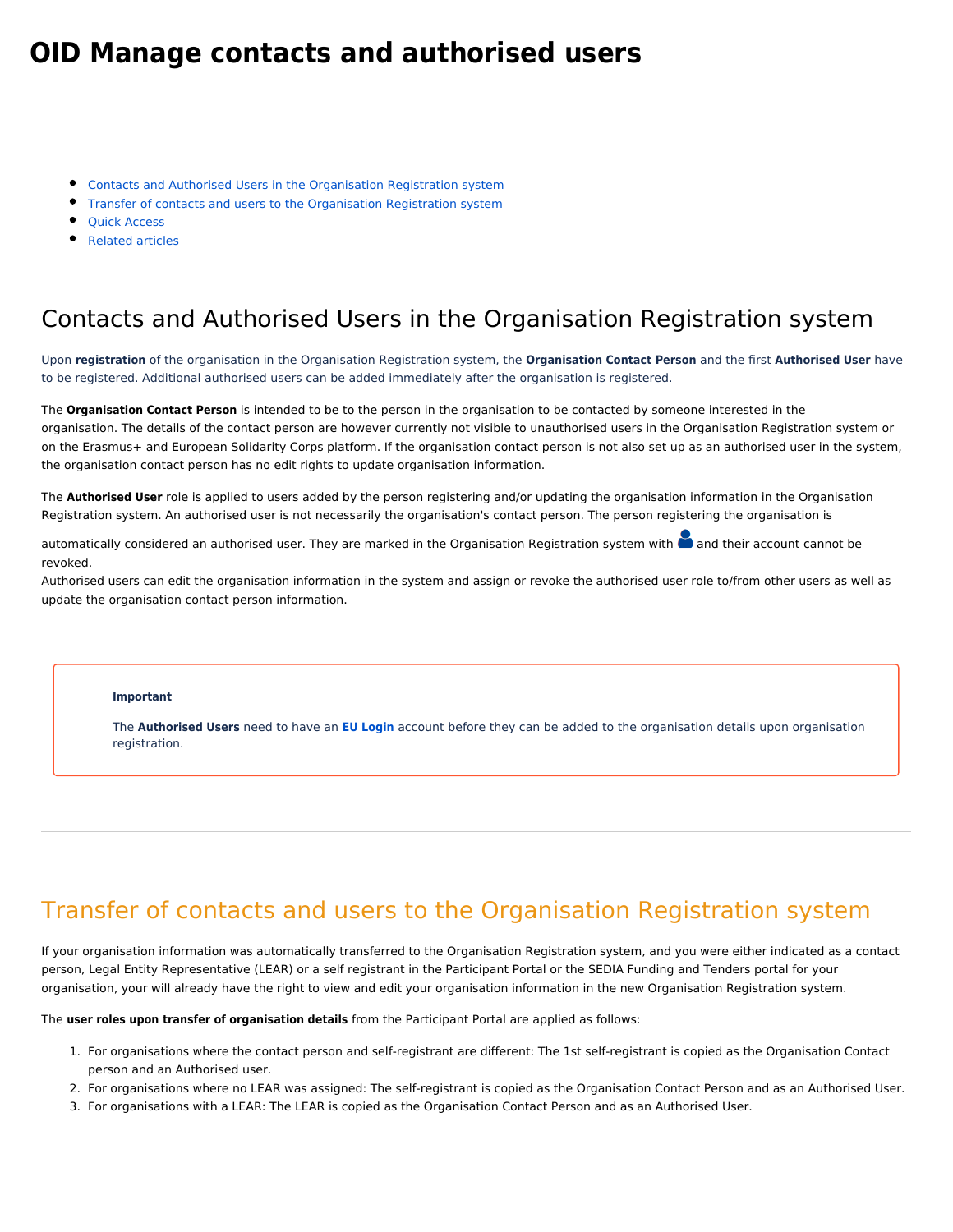# OID Manage contacts and authorised users

- Contacts and Authorised Users in the Organisation Registration system
- Transfer of contacts and users to the Organisation Registration system
- Quick Access
- Related articles

## Contacts and Authorised Users in the Organisation Registration system

Upon **registration** of the organisation in the Organisation Registration system, the **Organisation Contact Person** and the first **Authorised User** have to be registered. Additional authorised users can be added immediately after the organisation is registered.

The **Organisation Contact Person** is intended to be to the person in the organisation to be contacted by someone interested in the organisation. The details of the contact person are however currently not visible to unauthorised users in the Organisation Registration system or on the Erasmus+ and European Solidarity Corps platform. If the organisation contact person is not also set up as an authorised user in the system, the organisation contact person has no edit rights to update organisation information.

The **Authorised User** role is applied to users added by the person registering and/or updating the organisation information in the Organisation Registration system. An authorised user is not necessarily the organisation's contact person. The person registering the organisation is automatically considered an authorised user. They are marked in the Organisation Registration system with and their account cannot be revoked.
Authorised users can edit the organisation information in the system and assign or revoke the authorised user role to/from other users as well as update the organisation contact person information.

> **Important**
>
> The **Authorised Users** need to have an **EU Login** account before they can be added to the organisation details upon organisation registration.

---

## Transfer of contacts and users to the Organisation Registration system

If your organisation information was automatically transferred to the Organisation Registration system, and you were either indicated as a contact person, Legal Entity Representative (LEAR) or a self registrant in the Participant Portal or the SEDIA Funding and Tenders portal for your organisation, your will already have the right to view and edit your organisation information in the new Organisation Registration system.

The **user roles upon transfer of organisation details** from the Participant Portal are applied as follows:

1. For organisations where the contact person and self-registrant are different: The 1st self-registrant is copied as the Organisation Contact person and an Authorised user.
2. For organisations where no LEAR was assigned: The self-registrant is copied as the Organisation Contact Person and as an Authorised User.
3. For organisations with a LEAR: The LEAR is copied as the Organisation Contact Person and as an Authorised User.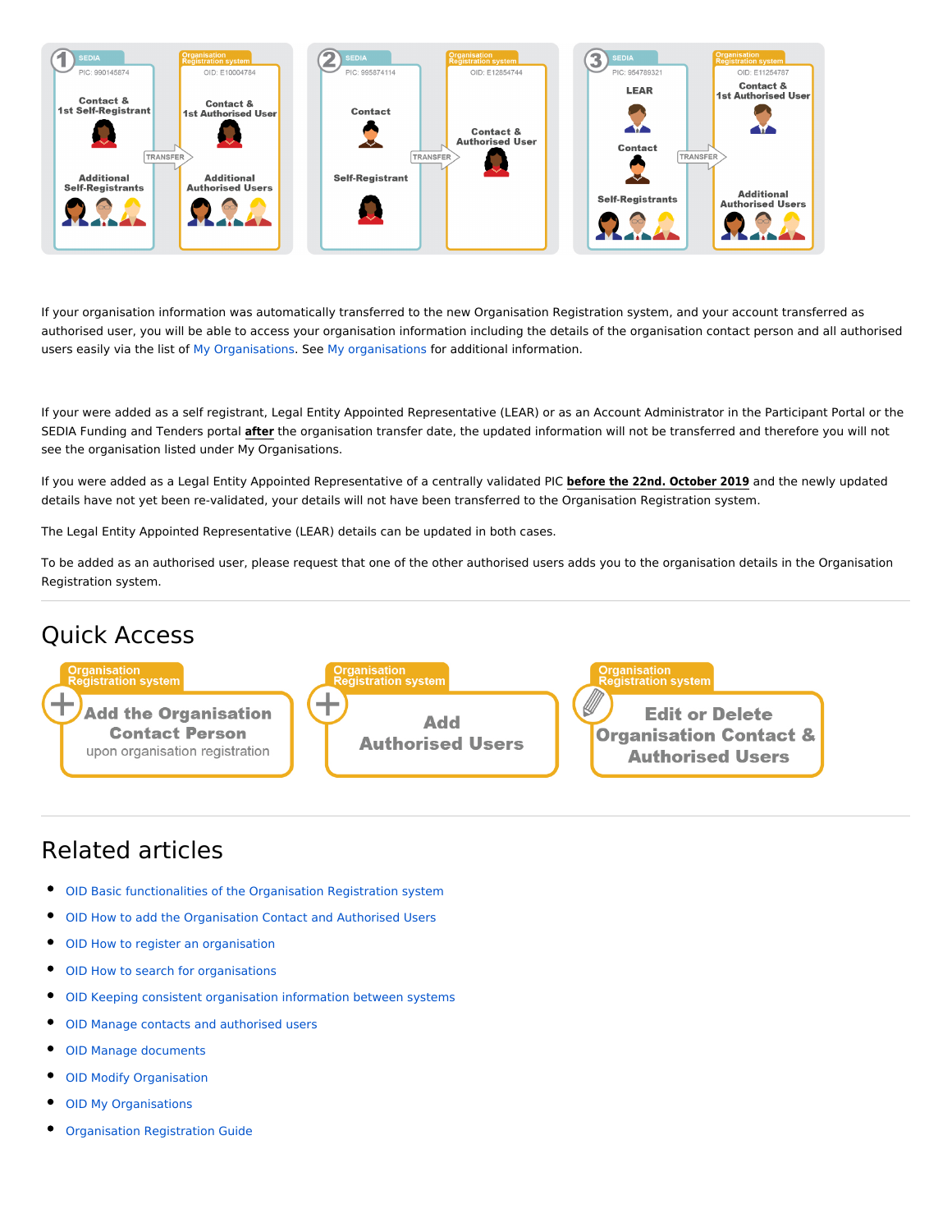If your organisation information was automatically transferred to the new Organisation Registration system, and your account transferred as authorised user, you will be able to access your organisation information including the details of the organisation contact person and all authorised users easily via the list of My Organisations. See My organisations for additional information.

If your were added as a self registrant, Legal Entity Appointed Representative (LEAR) or as an Account Administrator in the Participant Portal or the SEDIA Funding and Tenders portal **after** the organisation transfer date, the updated information will not be transferred and therefore you will not see the organisation listed under My Organisations.

If you were added as a Legal Entity Appointed Representative of a centrally validated PIC **before the 22nd. October 2019** and the newly updated details have not yet been re-validated, your details will not have been transferred to the Organisation Registration system.

The Legal Entity Appointed Representative (LEAR) details can be updated in both cases.

To be added as an authorised user, please request that one of the other authorised users adds you to the organisation details in the Organisation Registration system.

## Quick Access

Organisation Registration system
**Add the Organisation Contact Person**
upon organisation registration

Organisation Registration system
**Add Authorised Users**

Organisation Registration system
**Edit or Delete Organisation Contact & Authorised Users**

## Related articles

- OID Basic functionalities of the Organisation Registration system
- OID How to add the Organisation Contact and Authorised Users
- OID How to register an organisation
- OID How to search for organisations
- OID Keeping consistent organisation information between systems
- OID Manage contacts and authorised users
- OID Manage documents
- OID Modify Organisation
- OID My Organisations
- Organisation Registration Guide